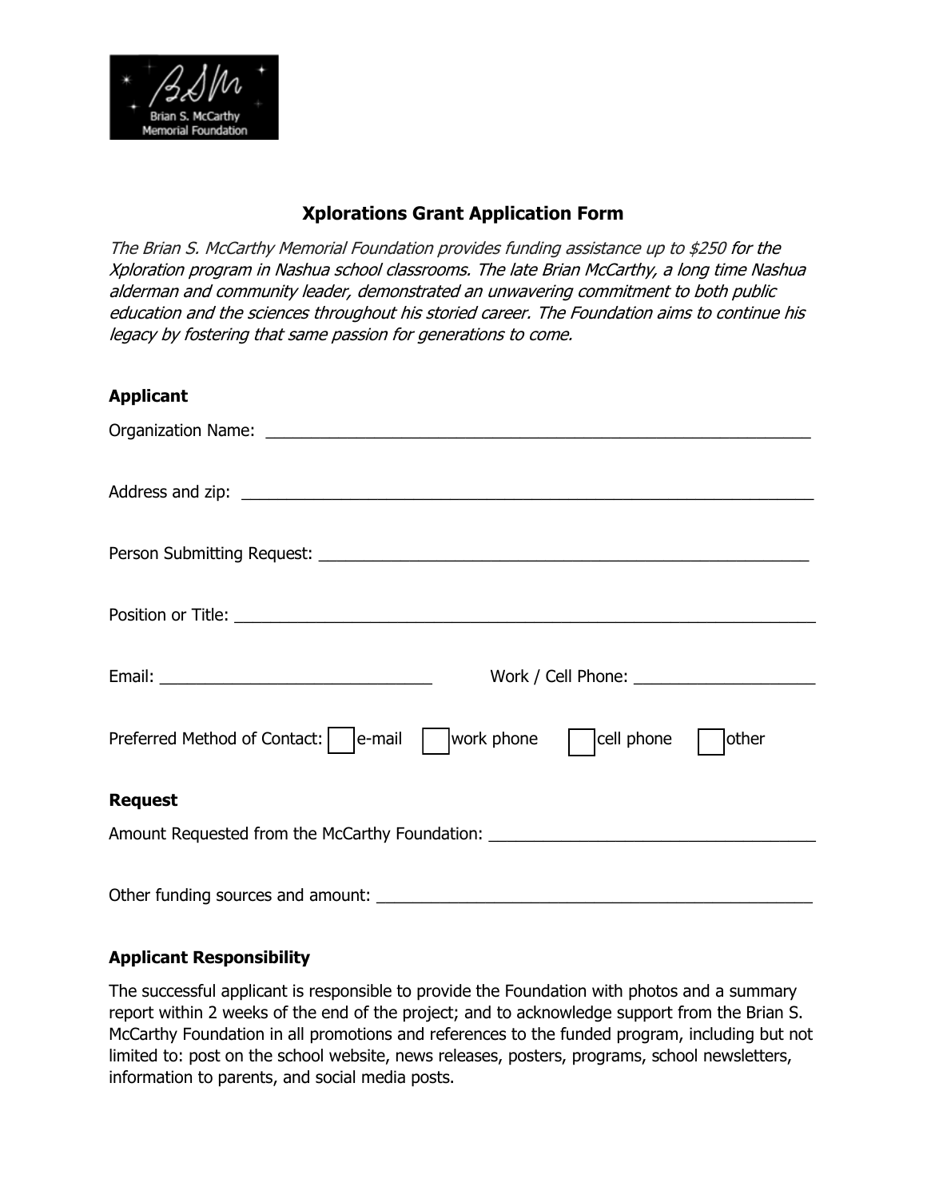Brian S. McCarthy Memorial Foundation

## Xplorations Grant Application Form

*The Brian S. McCarthy Memorial Foundation provides funding assistance up to $250 for the Xploration program in Nashua school classrooms. The late Brian McCarthy, a long time Nashua alderman and community leader, demonstrated an unwavering commitment to both public education and the sciences throughout his storied career. The Foundation aims to continue his legacy by fostering that same passion for generations to come.*

### Applicant

Organization Name: ______________________________________________________________

Address and zip: ________________________________________________________________

Person Submitting Request: _______________________________________________________

Position or Title: _______________________________________________________________

Email: ______________________________ Work / Cell Phone: ____________________

Preferred Method of Contact: ☐ e-mail ☐ work phone ☐ cell phone ☐ other

### Request

Amount Requested from the McCarthy Foundation: ____________________________________

Other funding sources and amount: ______________________________________________

### Applicant Responsibility

The successful applicant is responsible to provide the Foundation with photos and a summary report within 2 weeks of the end of the project; and to acknowledge support from the Brian S. McCarthy Foundation in all promotions and references to the funded program, including but not limited to: post on the school website, news releases, posters, programs, school newsletters, information to parents, and social media posts.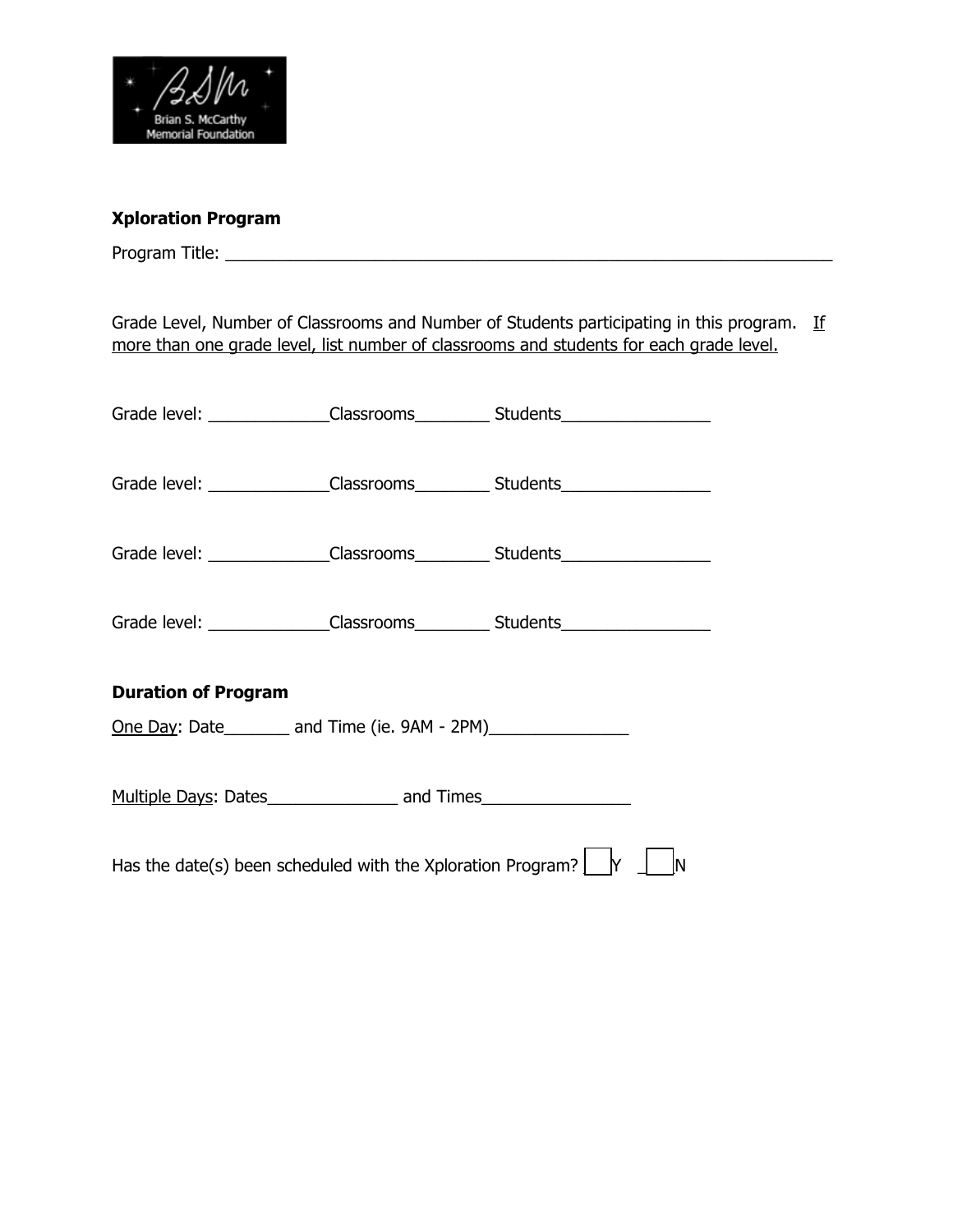**Xploration Program**

Program Title: ___________________________________________________________________

Grade Level, Number of Classrooms and Number of Students participating in this program. <u>If more than one grade level, list number of classrooms and students for each grade level.</u>

Grade level: _____________Classrooms________ Students________________

Grade level: _____________Classrooms________ Students________________

Grade level: _____________Classrooms________ Students________________

Grade level: _____________Classrooms________ Students________________

**Duration of Program**

<u>One Day</u>: Date_______ and Time (ie. 9AM - 2PM)_______________

<u>Multiple Days</u>: Dates______________ and Times________________

Has the date(s) been scheduled with the Xploration Program? ☐ Y ☐ N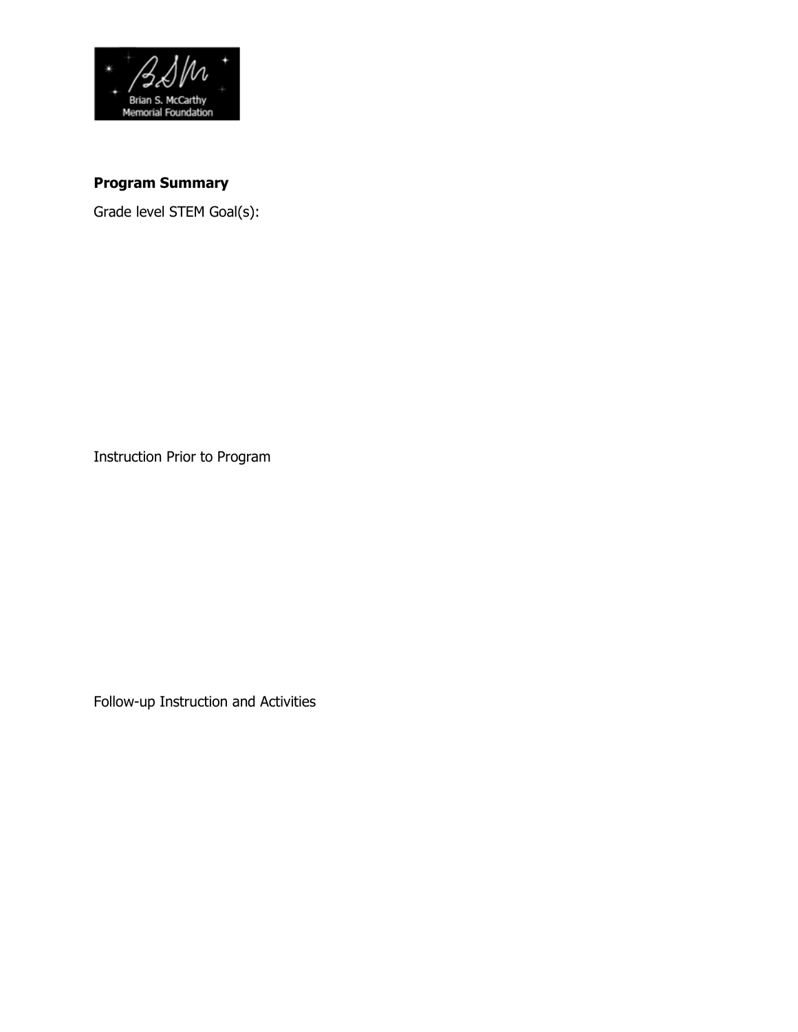Brian S. McCarthy Memorial Foundation

**Program Summary**

Grade level STEM Goal(s):

Instruction Prior to Program

Follow-up Instruction and Activities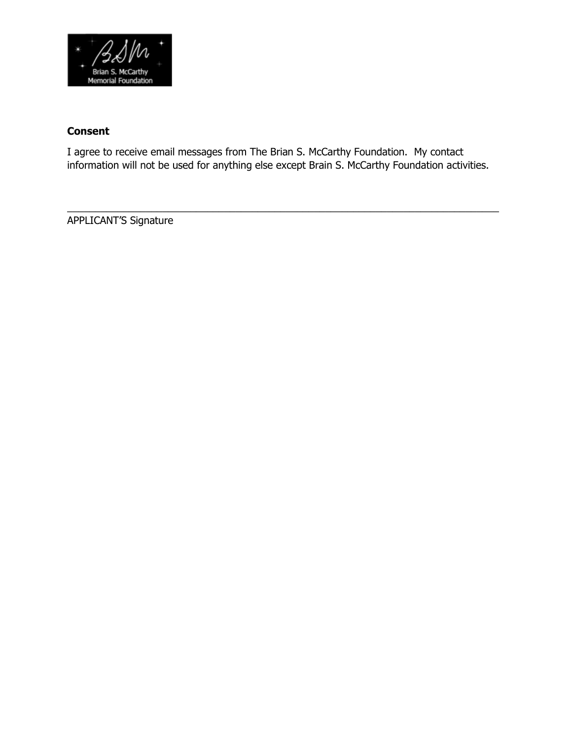**Consent**

I agree to receive email messages from The Brian S. McCarthy Foundation. My contact information will not be used for anything else except Brain S. McCarthy Foundation activities.

\_\_\_\_\_\_\_\_\_\_\_\_\_\_\_\_\_\_\_\_\_\_\_\_\_\_\_\_\_\_\_\_\_\_\_\_\_\_\_\_\_\_\_\_\_\_\_\_\_\_\_\_\_\_\_\_\_\_\_\_\_\_\_\_\_\_\_\_\_\_

APPLICANT'S Signature